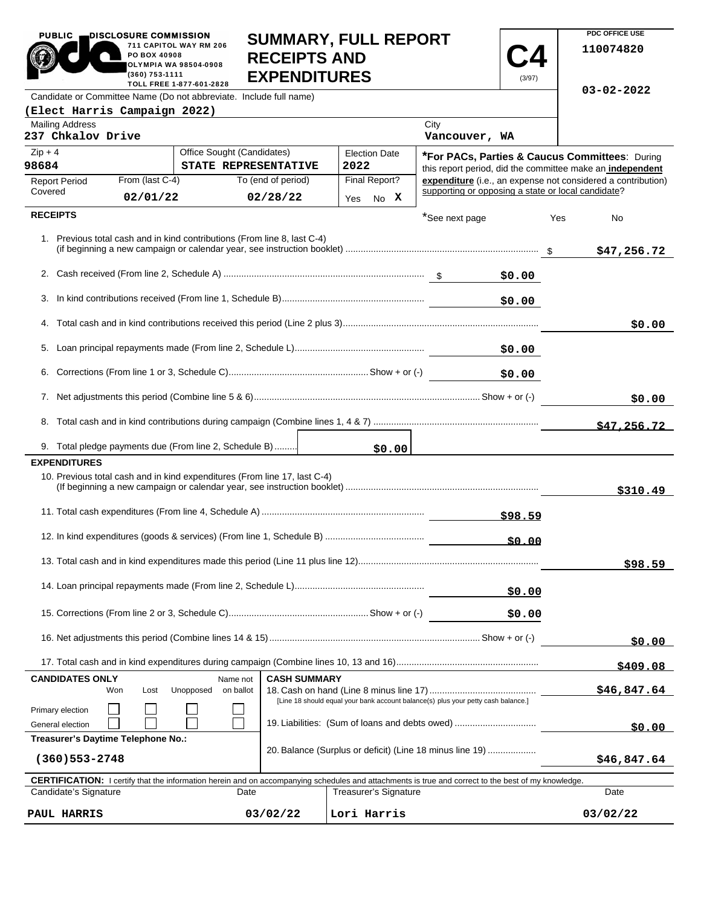PUBLIC DISCLOSURE COMMISSION
711 CAPITOL WAY RM 206
PO BOX 40908
OLYMPIA WA 98504-0908
(360) 753-1111
TOLL FREE 1-877-601-2828

# SUMMARY, FULL REPORT RECEIPTS AND EXPENDITURES

**C4** (3/97)

PDC OFFICE USE
110074820
03-02-2022

| Candidate or Committee Name (Do not abbreviate. Include full name) | | | |
|---|---|---|---|
| (Elect Harris Campaign 2022) | | | |
| Mailing Address: 237 Chkalov Drive | | City: Vancouver, WA | |
| Zip + 4: 98684 | Office Sought (Candidates): STATE REPRESENTATIVE | Election Date: 2022 | |
| Report Period Covered — From (last C-4): 02/01/22 | To (end of period): 02/28/22 | Final Report? Yes No X | |

***For PACs, Parties & Caucus Committees**: During this report period, did the committee make an **independent expenditure** (i.e., an expense not considered a contribution) supporting or opposing a state or local candidate? *See next page Yes No

## RECEIPTS

| Line | Description | Amount | Total |
|---|---|---|---|
| 1. | Previous total cash and in kind contributions (From line 8, last C-4) (if beginning a new campaign or calendar year, see instruction booklet) | | $47,256.72 |
| 2. | Cash received (From line 2, Schedule A) | $0.00 | |
| 3. | In kind contributions received (From line 1, Schedule B) | $0.00 | |
| 4. | Total cash and in kind contributions received this period (Line 2 plus 3) | | $0.00 |
| 5. | Loan principal repayments made (From line 2, Schedule L) | $0.00 | |
| 6. | Corrections (From line 1 or 3, Schedule C) Show + or (-) | $0.00 | |
| 7. | Net adjustments this period (Combine line 5 & 6) Show + or (-) | | $0.00 |
| 8. | Total cash and in kind contributions during campaign (Combine lines 1, 4 & 7) | | $47,256.72 |
| 9. | Total pledge payments due (From line 2, Schedule B) | $0.00 | |

## EXPENDITURES

| Line | Description | Amount | Total |
|---|---|---|---|
| 10. | Previous total cash and in kind expenditures (From line 17, last C-4) (If beginning a new campaign or calendar year, see instruction booklet) | | $310.49 |
| 11. | Total cash expenditures (From line 4, Schedule A) | $98.59 | |
| 12. | In kind expenditures (goods & services) (From line 1, Schedule B) | $0.00 | |
| 13. | Total cash and in kind expenditures made this period (Line 11 plus line 12) | | $98.59 |
| 14. | Loan principal repayments made (From line 2, Schedule L) | $0.00 | |
| 15. | Corrections (From line 2 or 3, Schedule C) Show + or (-) | $0.00 | |
| 16. | Net adjustments this period (Combine lines 14 & 15) Show + or (-) | | $0.00 |
| 17. | Total cash and in kind expenditures during campaign (Combine lines 10, 13 and 16) | | $409.08 |

**CANDIDATES ONLY**

| | Won | Lost | Unopposed | Name not on ballot |
|---|---|---|---|---|
| Primary election | ☐ | ☐ | ☐ | ☐ |
| General election | ☐ | ☐ | ☐ | ☐ |

**Treasurer's Daytime Telephone No.:** (360)553-2748

**CASH SUMMARY**

| Line | Description | Amount |
|---|---|---|
| 18. | Cash on hand (Line 8 minus line 17) [Line 18 should equal your bank account balance(s) plus your petty cash balance.] | $46,847.64 |
| 19. | Liabilities: (Sum of loans and debts owed) | $0.00 |
| 20. | Balance (Surplus or deficit) (Line 18 minus line 19) | $46,847.64 |

**CERTIFICATION:** I certify that the information herein and on accompanying schedules and attachments is true and correct to the best of my knowledge.

| Candidate's Signature | Date | Treasurer's Signature | Date |
|---|---|---|---|
| PAUL HARRIS | 03/02/22 | Lori Harris | 03/02/22 |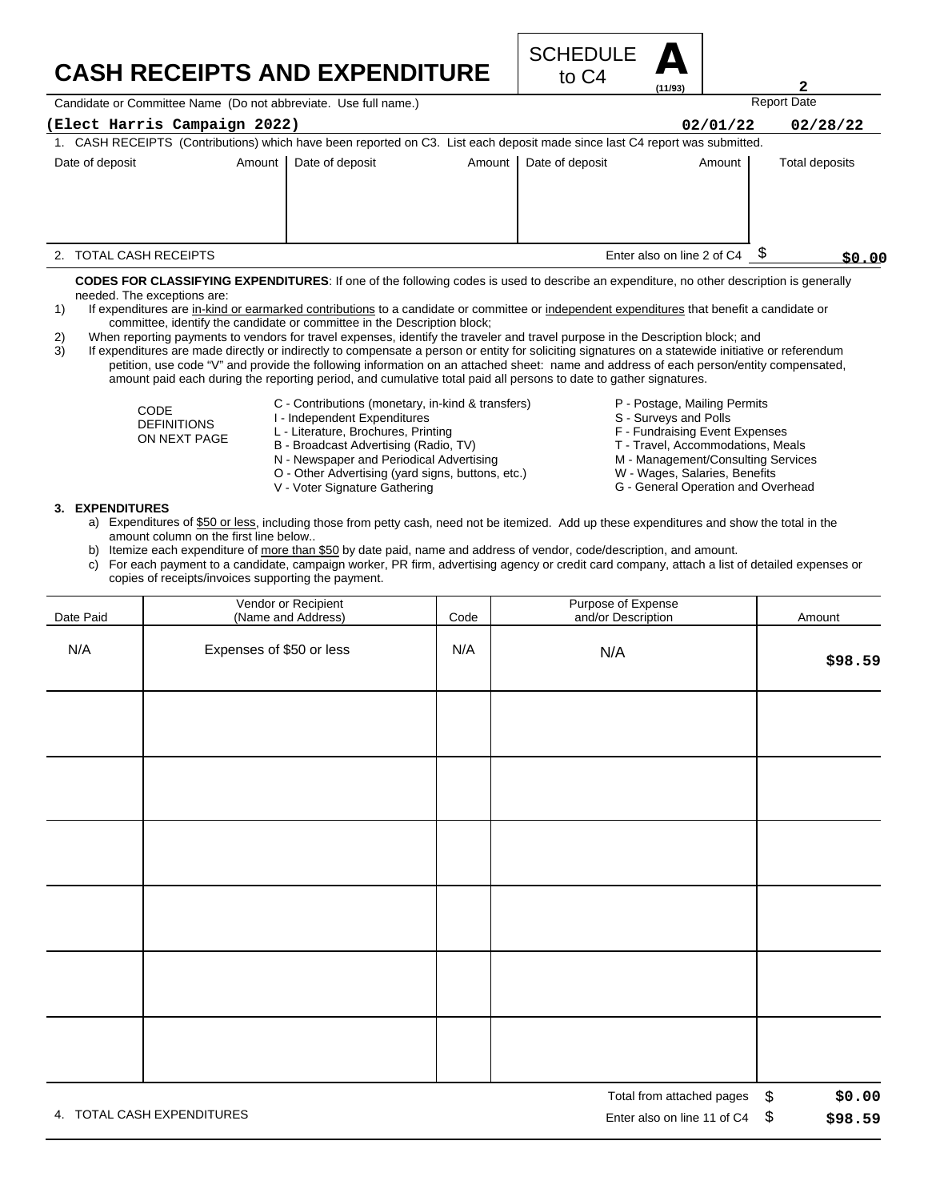# CASH RECEIPTS AND EXPENDITURE

SCHEDULE **A** to C4 (11/93)

2

Candidate or Committee Name (Do not abbreviate. Use full name.) | Report Date

**(Elect Harris Campaign 2022)** **02/01/22** **02/28/22**

1. CASH RECEIPTS (Contributions) which have been reported on C3. List each deposit made since last C4 report was submitted.

| Date of deposit | Amount | Date of deposit | Amount | Date of deposit | Amount | Total deposits |
|---|---|---|---|---|---|---|
| | | | | | | |

2. TOTAL CASH RECEIPTS Enter also on line 2 of C4 $ **$0.00**

**CODES FOR CLASSIFYING EXPENDITURES**: If one of the following codes is used to describe an expenditure, no other description is generally needed. The exceptions are:

1) If expenditures are in-kind or earmarked contributions to a candidate or committee or independent expenditures that benefit a candidate or committee, identify the candidate or committee in the Description block;
2) When reporting payments to vendors for travel expenses, identify the traveler and travel purpose in the Description block; and
3) If expenditures are made directly or indirectly to compensate a person or entity for soliciting signatures on a statewide initiative or referendum petition, use code "V" and provide the following information on an attached sheet: name and address of each person/entity compensated, amount paid each during the reporting period, and cumulative total paid all persons to date to gather signatures.

CODE DEFINITIONS ON NEXT PAGE

- C - Contributions (monetary, in-kind & transfers)
- I - Independent Expenditures
- L - Literature, Brochures, Printing
- B - Broadcast Advertising (Radio, TV)
- N - Newspaper and Periodical Advertising
- O - Other Advertising (yard signs, buttons, etc.)
- V - Voter Signature Gathering
- P - Postage, Mailing Permits
- S - Surveys and Polls
- F - Fundraising Event Expenses
- T - Travel, Accommodations, Meals
- M - Management/Consulting Services
- W - Wages, Salaries, Benefits
- G - General Operation and Overhead

**3. EXPENDITURES**

a) Expenditures of $50 or less, including those from petty cash, need not be itemized. Add up these expenditures and show the total in the amount column on the first line below..
b) Itemize each expenditure of more than $50 by date paid, name and address of vendor, code/description, and amount.
c) For each payment to a candidate, campaign worker, PR firm, advertising agency or credit card company, attach a list of detailed expenses or copies of receipts/invoices supporting the payment.

| Date Paid | Vendor or Recipient (Name and Address) | Code | Purpose of Expense and/or Description | Amount |
|---|---|---|---|---|
| N/A | Expenses of $50 or less | N/A | N/A | **$98.59** |
| | | | | |
| | | | | |
| | | | | |
| | | | | |
| | | | | |
| | | | | |

Total from attached pages $ **$0.00**

4. TOTAL CASH EXPENDITURES Enter also on line 11 of C4 $ **$98.59**